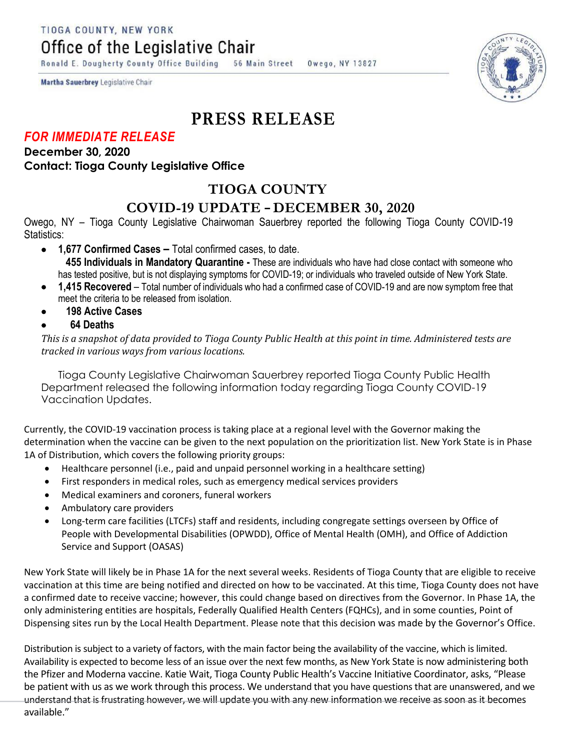TIOGA COUNTY, NEW YORK

Office of the Legislative Chair

Ronald E. Dougherty County Office Building 56 Main Street Owego, NY 13827

**Martha Sauerbrey** Legislative Chair

# PRESS RELEASE

***FOR IMMEDIATE RELEASE***

**December 30, 2020**

**Contact: Tioga County Legislative Office**

## TIOGA COUNTY

## COVID-19 UPDATE – DECEMBER 30, 2020

Owego, NY – Tioga County Legislative Chairwoman Sauerbrey reported the following Tioga County COVID-19 Statistics:

- **1,677 Confirmed Cases –** Total confirmed cases, to date.
  **455 Individuals in Mandatory Quarantine -** These are individuals who have had close contact with someone who has tested positive, but is not displaying symptoms for COVID-19; or individuals who traveled outside of New York State.
- **1,415 Recovered** – Total number of individuals who had a confirmed case of COVID-19 and are now symptom free that meet the criteria to be released from isolation.
- **198 Active Cases**
- **64 Deaths**

*This is a snapshot of data provided to Tioga County Public Health at this point in time. Administered tests are tracked in various ways from various locations.*

Tioga County Legislative Chairwoman Sauerbrey reported Tioga County Public Health Department released the following information today regarding Tioga County COVID-19 Vaccination Updates.

Currently, the COVID-19 vaccination process is taking place at a regional level with the Governor making the determination when the vaccine can be given to the next population on the prioritization list. New York State is in Phase 1A of Distribution, which covers the following priority groups:

- Healthcare personnel (i.e., paid and unpaid personnel working in a healthcare setting)
- First responders in medical roles, such as emergency medical services providers
- Medical examiners and coroners, funeral workers
- Ambulatory care providers
- Long-term care facilities (LTCFs) staff and residents, including congregate settings overseen by Office of People with Developmental Disabilities (OPWDD), Office of Mental Health (OMH), and Office of Addiction Service and Support (OASAS)

New York State will likely be in Phase 1A for the next several weeks. Residents of Tioga County that are eligible to receive vaccination at this time are being notified and directed on how to be vaccinated. At this time, Tioga County does not have a confirmed date to receive vaccine; however, this could change based on directives from the Governor. In Phase 1A, the only administering entities are hospitals, Federally Qualified Health Centers (FQHCs), and in some counties, Point of Dispensing sites run by the Local Health Department. Please note that this decision was made by the Governor's Office.

Distribution is subject to a variety of factors, with the main factor being the availability of the vaccine, which is limited. Availability is expected to become less of an issue over the next few months, as New York State is now administering both the Pfizer and Moderna vaccine. Katie Wait, Tioga County Public Health's Vaccine Initiative Coordinator, asks, "Please be patient with us as we work through this process. We understand that you have questions that are unanswered, and we understand that is frustrating however, we will update you with any new information we receive as soon as it becomes available."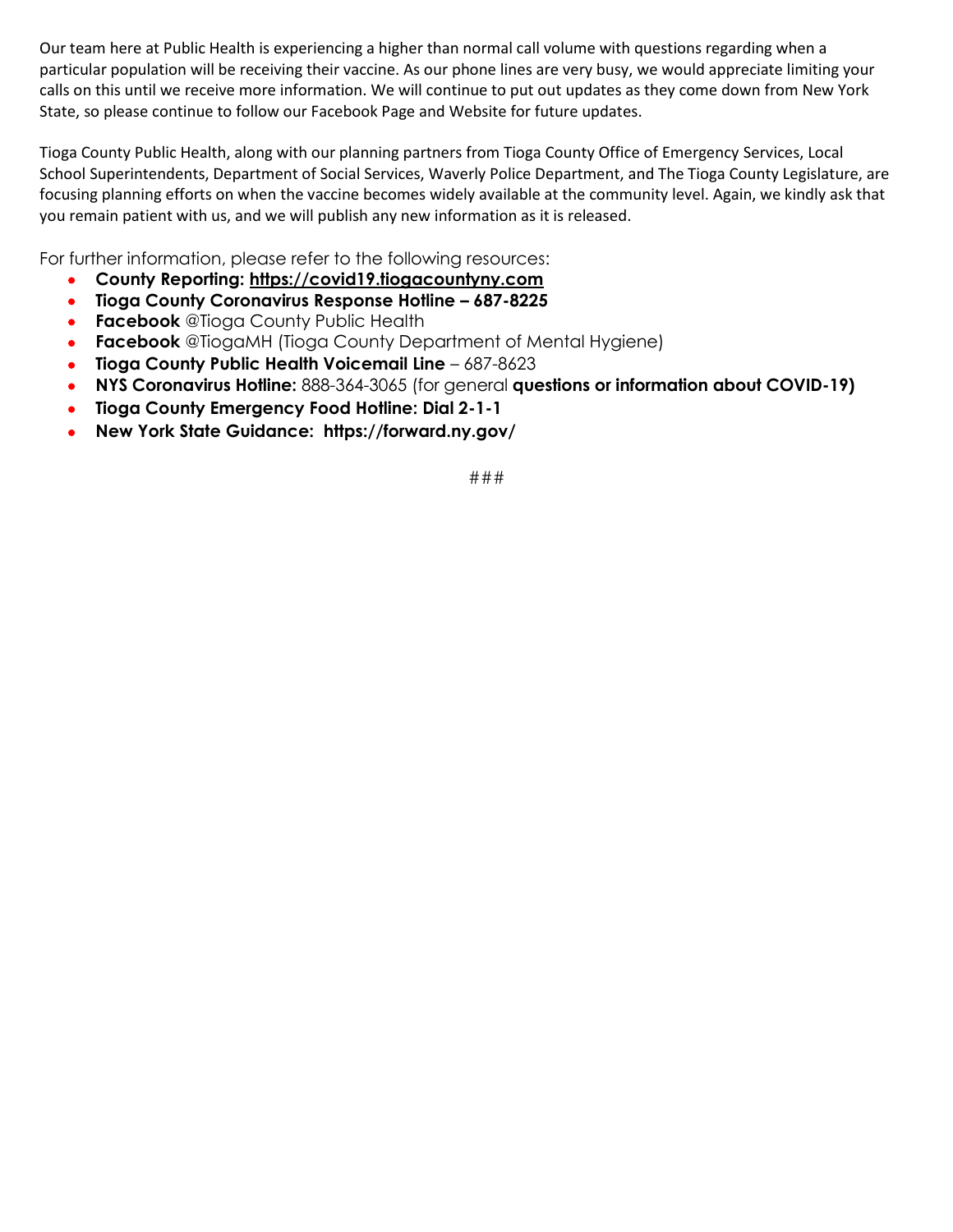Our team here at Public Health is experiencing a higher than normal call volume with questions regarding when a particular population will be receiving their vaccine. As our phone lines are very busy, we would appreciate limiting your calls on this until we receive more information. We will continue to put out updates as they come down from New York State, so please continue to follow our Facebook Page and Website for future updates.

Tioga County Public Health, along with our planning partners from Tioga County Office of Emergency Services, Local School Superintendents, Department of Social Services, Waverly Police Department, and The Tioga County Legislature, are focusing planning efforts on when the vaccine becomes widely available at the community level. Again, we kindly ask that you remain patient with us, and we will publish any new information as it is released.

For further information, please refer to the following resources:

- **County Reporting: https://covid19.tiogacountyny.com**
- **Tioga County Coronavirus Response Hotline – 687-8225**
- **Facebook** @Tioga County Public Health
- **Facebook** @TiogaMH (Tioga County Department of Mental Hygiene)
- **Tioga County Public Health Voicemail Line** – 687-8623
- **NYS Coronavirus Hotline:** 888-364-3065 (for general **questions or information about COVID-19)**
- **Tioga County Emergency Food Hotline: Dial 2-1-1**
- **New York State Guidance: https://forward.ny.gov/**

###